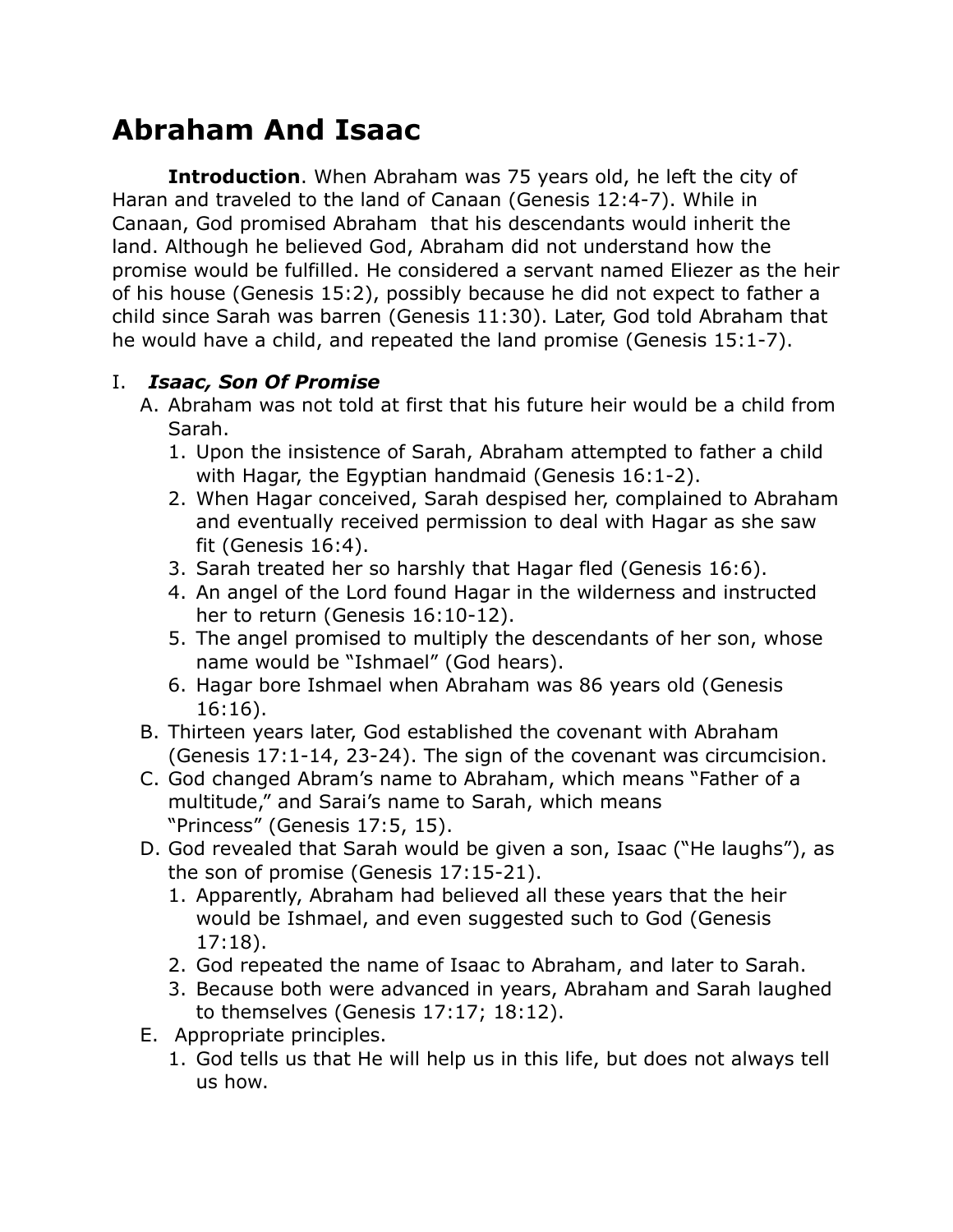# Abraham And Isaac

**Introduction**. When Abraham was 75 years old, he left the city of Haran and traveled to the land of Canaan (Genesis 12:4-7). While in Canaan, God promised Abraham that his descendants would inherit the land. Although he believed God, Abraham did not understand how the promise would be fulfilled. He considered a servant named Eliezer as the heir of his house (Genesis 15:2), possibly because he did not expect to father a child since Sarah was barren (Genesis 11:30). Later, God told Abraham that he would have a child, and repeated the land promise (Genesis 15:1-7).

I. ***Isaac, Son Of Promise***
   A. Abraham was not told at first that his future heir would be a child from Sarah.
      1. Upon the insistence of Sarah, Abraham attempted to father a child with Hagar, the Egyptian handmaid (Genesis 16:1-2).
      2. When Hagar conceived, Sarah despised her, complained to Abraham and eventually received permission to deal with Hagar as she saw fit (Genesis 16:4).
      3. Sarah treated her so harshly that Hagar fled (Genesis 16:6).
      4. An angel of the Lord found Hagar in the wilderness and instructed her to return (Genesis 16:10-12).
      5. The angel promised to multiply the descendants of her son, whose name would be "Ishmael" (God hears).
      6. Hagar bore Ishmael when Abraham was 86 years old (Genesis 16:16).
   B. Thirteen years later, God established the covenant with Abraham (Genesis 17:1-14, 23-24). The sign of the covenant was circumcision.
   C. God changed Abram's name to Abraham, which means "Father of a multitude," and Sarai's name to Sarah, which means "Princess" (Genesis 17:5, 15).
   D. God revealed that Sarah would be given a son, Isaac ("He laughs"), as the son of promise (Genesis 17:15-21).
      1. Apparently, Abraham had believed all these years that the heir would be Ishmael, and even suggested such to God (Genesis 17:18).
      2. God repeated the name of Isaac to Abraham, and later to Sarah.
      3. Because both were advanced in years, Abraham and Sarah laughed to themselves (Genesis 17:17; 18:12).
   E. Appropriate principles.
      1. God tells us that He will help us in this life, but does not always tell us how.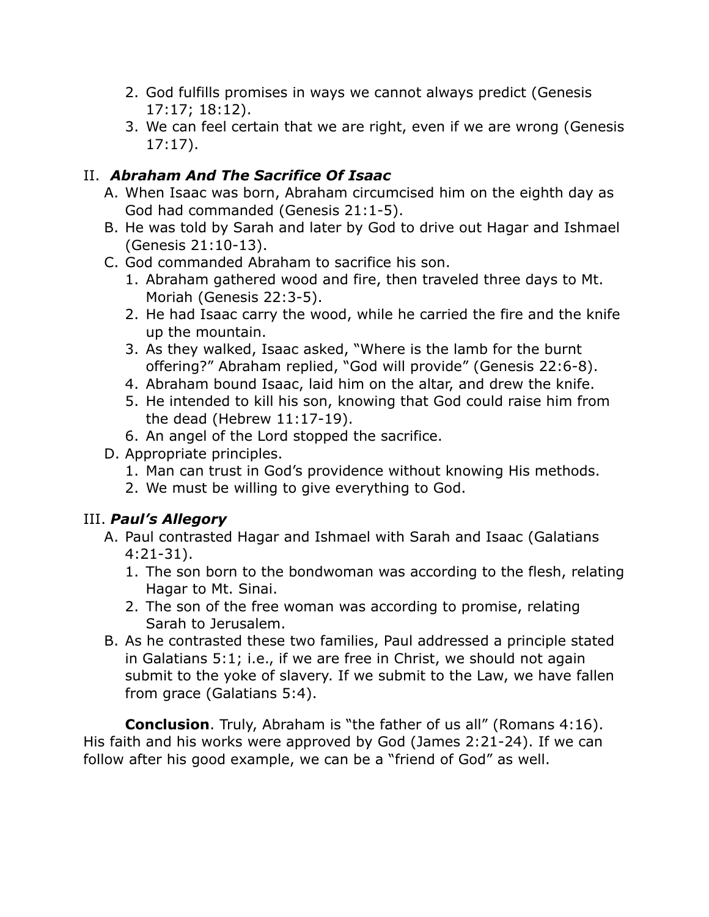2. God fulfills promises in ways we cannot always predict (Genesis 17:17; 18:12).
3. We can feel certain that we are right, even if we are wrong (Genesis 17:17).

## II. ***Abraham And The Sacrifice Of Isaac***

A. When Isaac was born, Abraham circumcised him on the eighth day as God had commanded (Genesis 21:1-5).

B. He was told by Sarah and later by God to drive out Hagar and Ishmael (Genesis 21:10-13).

C. God commanded Abraham to sacrifice his son.

1. Abraham gathered wood and fire, then traveled three days to Mt. Moriah (Genesis 22:3-5).
2. He had Isaac carry the wood, while he carried the fire and the knife up the mountain.
3. As they walked, Isaac asked, "Where is the lamb for the burnt offering?" Abraham replied, "God will provide" (Genesis 22:6-8).
4. Abraham bound Isaac, laid him on the altar, and drew the knife.
5. He intended to kill his son, knowing that God could raise him from the dead (Hebrew 11:17-19).
6. An angel of the Lord stopped the sacrifice.

D. Appropriate principles.

1. Man can trust in God's providence without knowing His methods.
2. We must be willing to give everything to God.

## III. ***Paul's Allegory***

A. Paul contrasted Hagar and Ishmael with Sarah and Isaac (Galatians 4:21-31).

1. The son born to the bondwoman was according to the flesh, relating Hagar to Mt. Sinai.
2. The son of the free woman was according to promise, relating Sarah to Jerusalem.

B. As he contrasted these two families, Paul addressed a principle stated in Galatians 5:1; i.e., if we are free in Christ, we should not again submit to the yoke of slavery. If we submit to the Law, we have fallen from grace (Galatians 5:4).

**Conclusion**. Truly, Abraham is "the father of us all" (Romans 4:16). His faith and his works were approved by God (James 2:21-24). If we can follow after his good example, we can be a "friend of God" as well.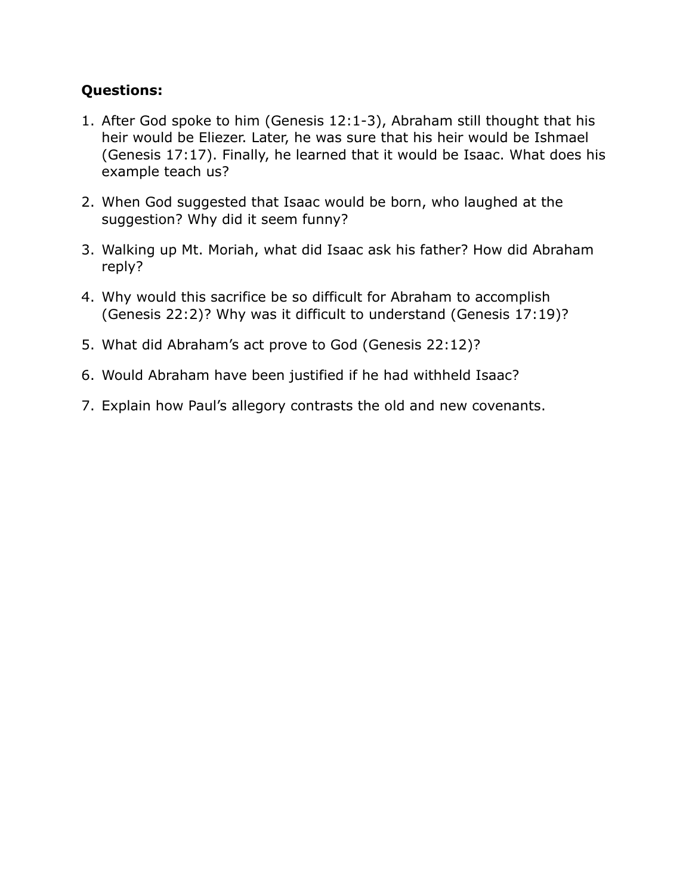**Questions:**

1. After God spoke to him (Genesis 12:1-3), Abraham still thought that his heir would be Eliezer. Later, he was sure that his heir would be Ishmael (Genesis 17:17). Finally, he learned that it would be Isaac. What does his example teach us?
2. When God suggested that Isaac would be born, who laughed at the suggestion? Why did it seem funny?
3. Walking up Mt. Moriah, what did Isaac ask his father? How did Abraham reply?
4. Why would this sacrifice be so difficult for Abraham to accomplish (Genesis 22:2)? Why was it difficult to understand (Genesis 17:19)?
5. What did Abraham's act prove to God (Genesis 22:12)?
6. Would Abraham have been justified if he had withheld Isaac?
7. Explain how Paul's allegory contrasts the old and new covenants.